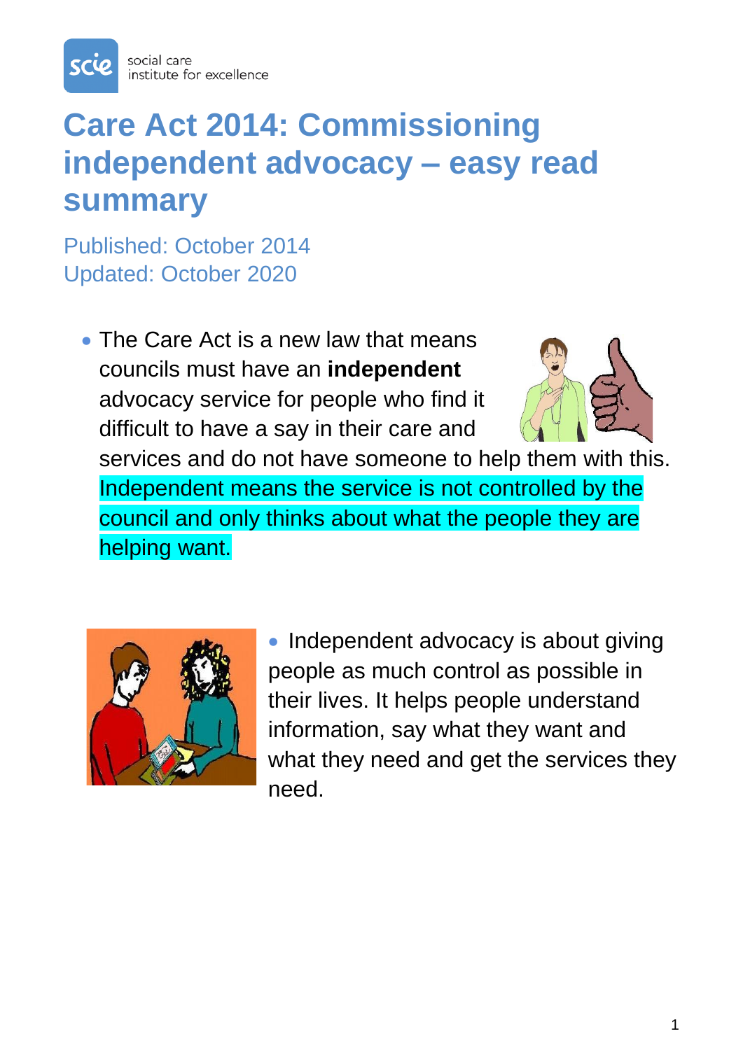social care institute for excellence

# Care Act 2014: Commissioning independent advocacy – easy read summary

Published: October 2014
Updated: October 2020

- The Care Act is a new law that means councils must have an **independent** advocacy service for people who find it difficult to have a say in their care and services and do not have someone to help them with this. Independent means the service is not controlled by the council and only thinks about what the people they are helping want.

- Independent advocacy is about giving people as much control as possible in their lives. It helps people understand information, say what they want and what they need and get the services they need.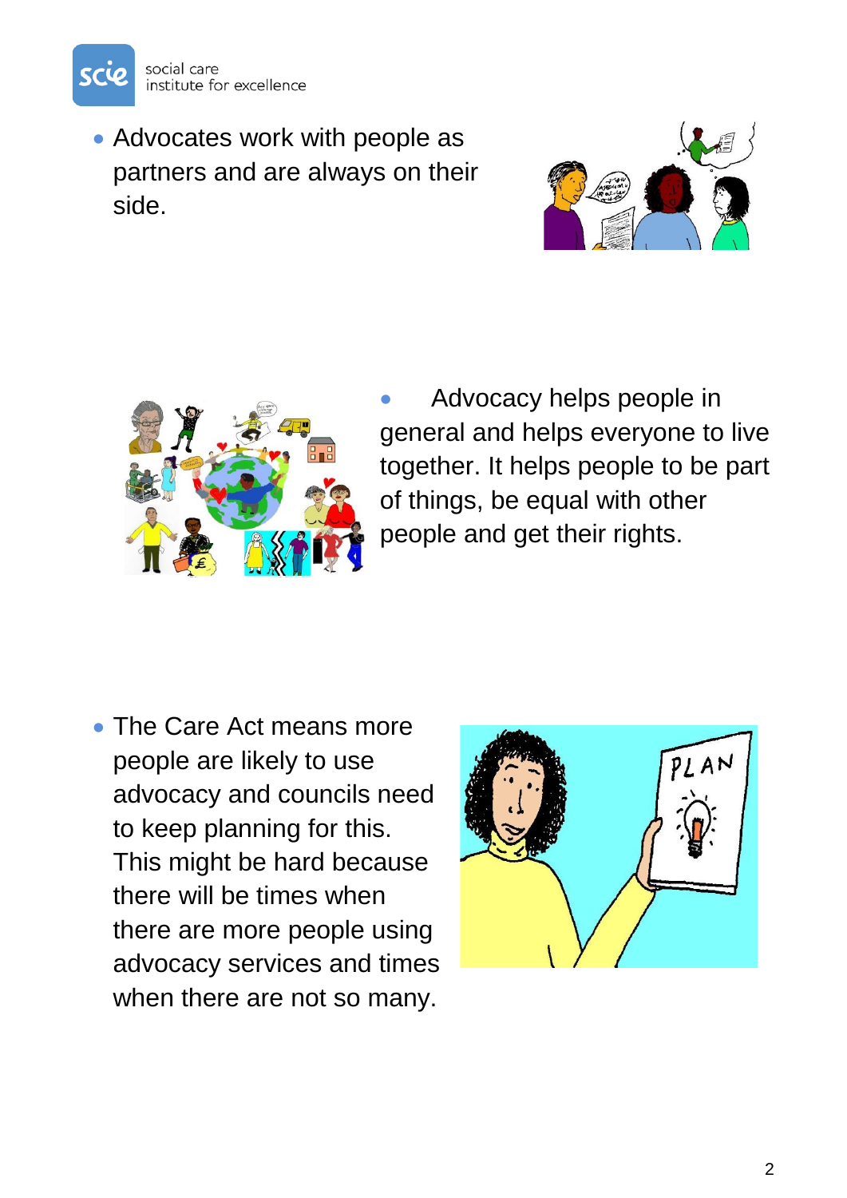- Advocates work with people as partners and are always on their side.

- Advocacy helps people in general and helps everyone to live together. It helps people to be part of things, be equal with other people and get their rights.

- The Care Act means more people are likely to use advocacy and councils need to keep planning for this. This might be hard because there will be times when there are more people using advocacy services and times when there are not so many.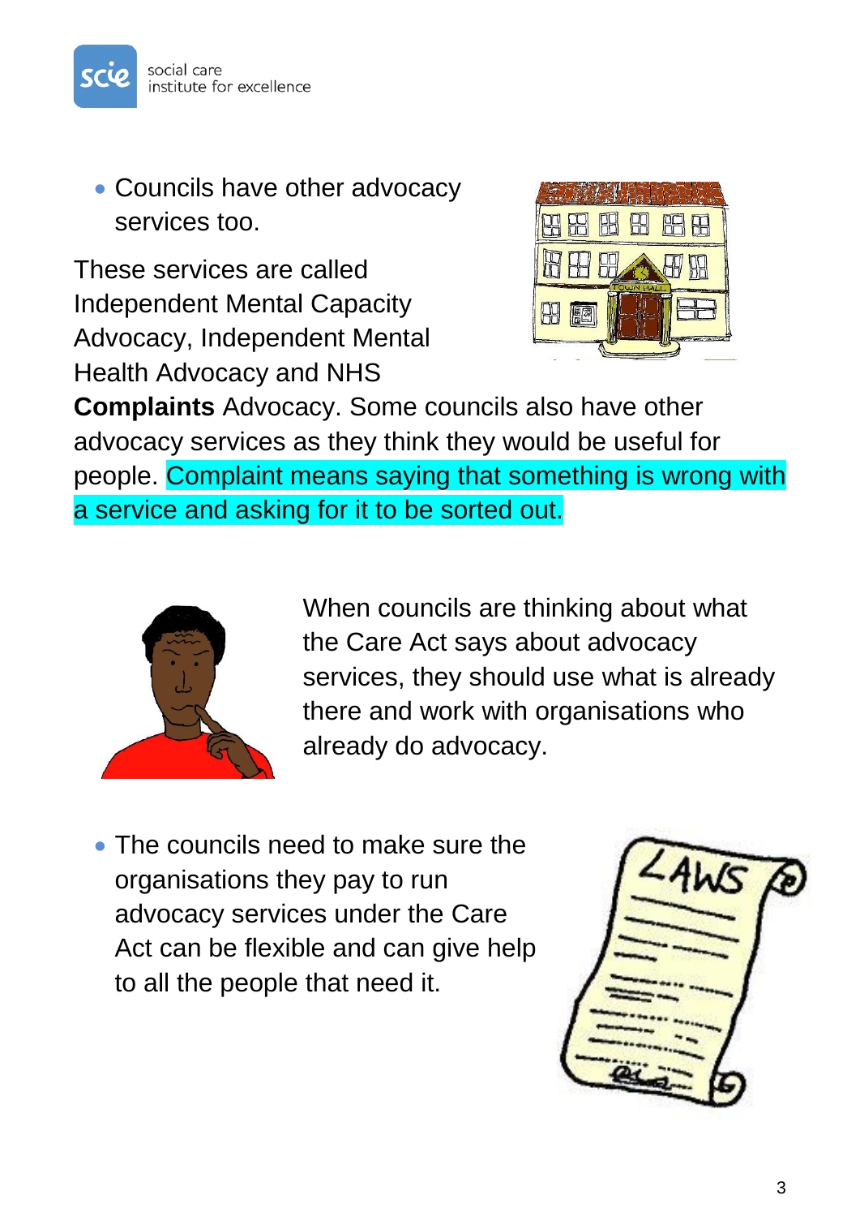- Councils have other advocacy services too.

These services are called Independent Mental Capacity Advocacy, Independent Mental Health Advocacy and NHS **Complaints** Advocacy. Some councils also have other advocacy services as they think they would be useful for people. Complaint means saying that something is wrong with a service and asking for it to be sorted out.

When councils are thinking about what the Care Act says about advocacy services, they should use what is already there and work with organisations who already do advocacy.

- The councils need to make sure the organisations they pay to run advocacy services under the Care Act can be flexible and can give help to all the people that need it.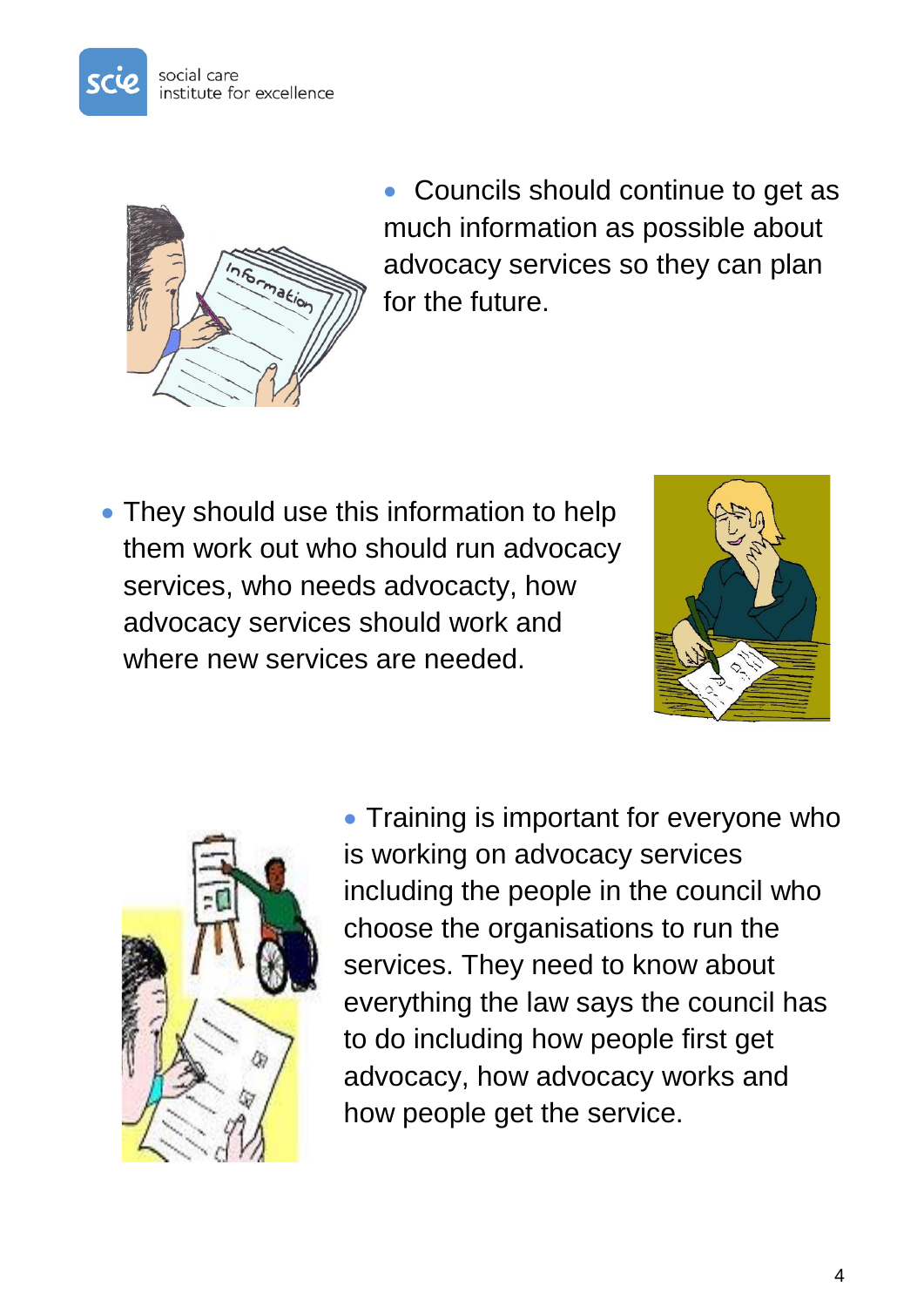- Councils should continue to get as much information as possible about advocacy services so they can plan for the future.

- They should use this information to help them work out who should run advocacy services, who needs advocacty, how advocacy services should work and where new services are needed.

- Training is important for everyone who is working on advocacy services including the people in the council who choose the organisations to run the services. They need to know about everything the law says the council has to do including how people first get advocacy, how advocacy works and how people get the service.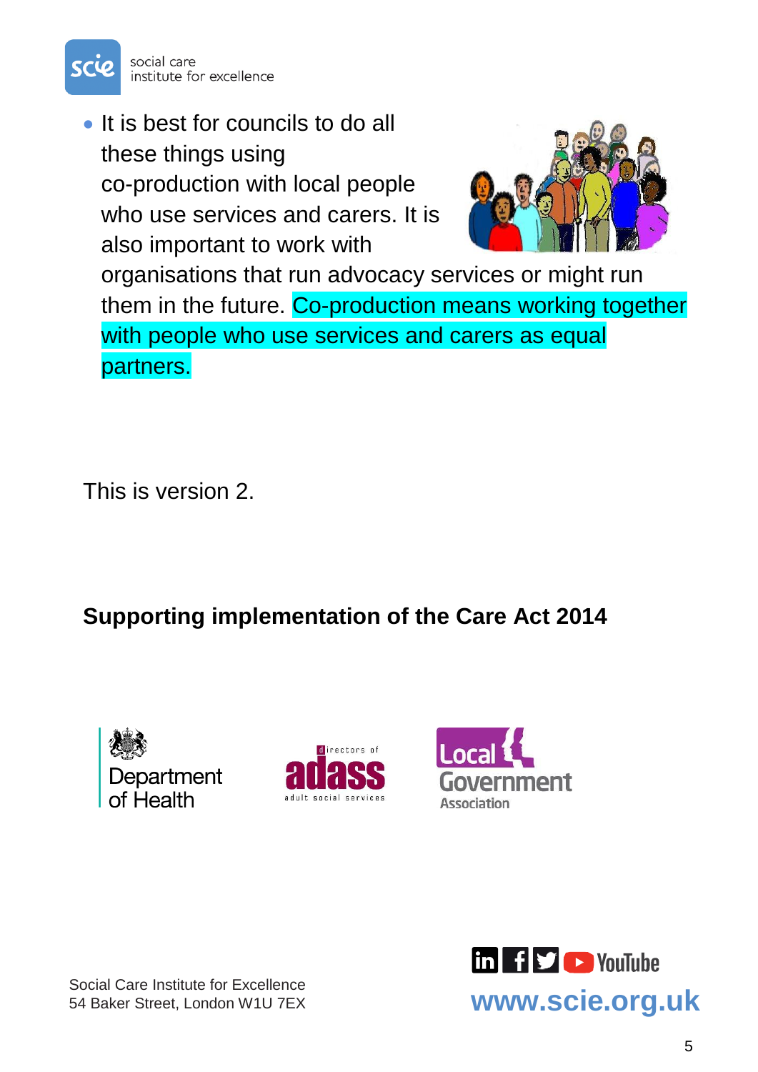- It is best for councils to do all these things using co-production with local people who use services and carers. It is also important to work with organisations that run advocacy services or might run them in the future. Co-production means working together with people who use services and carers as equal partners.

This is version 2.

**Supporting implementation of the Care Act 2014**

Department of Health

directors of adass adult social services

Local Government Association

Social Care Institute for Excellence
54 Baker Street, London W1U 7EX

www.scie.org.uk